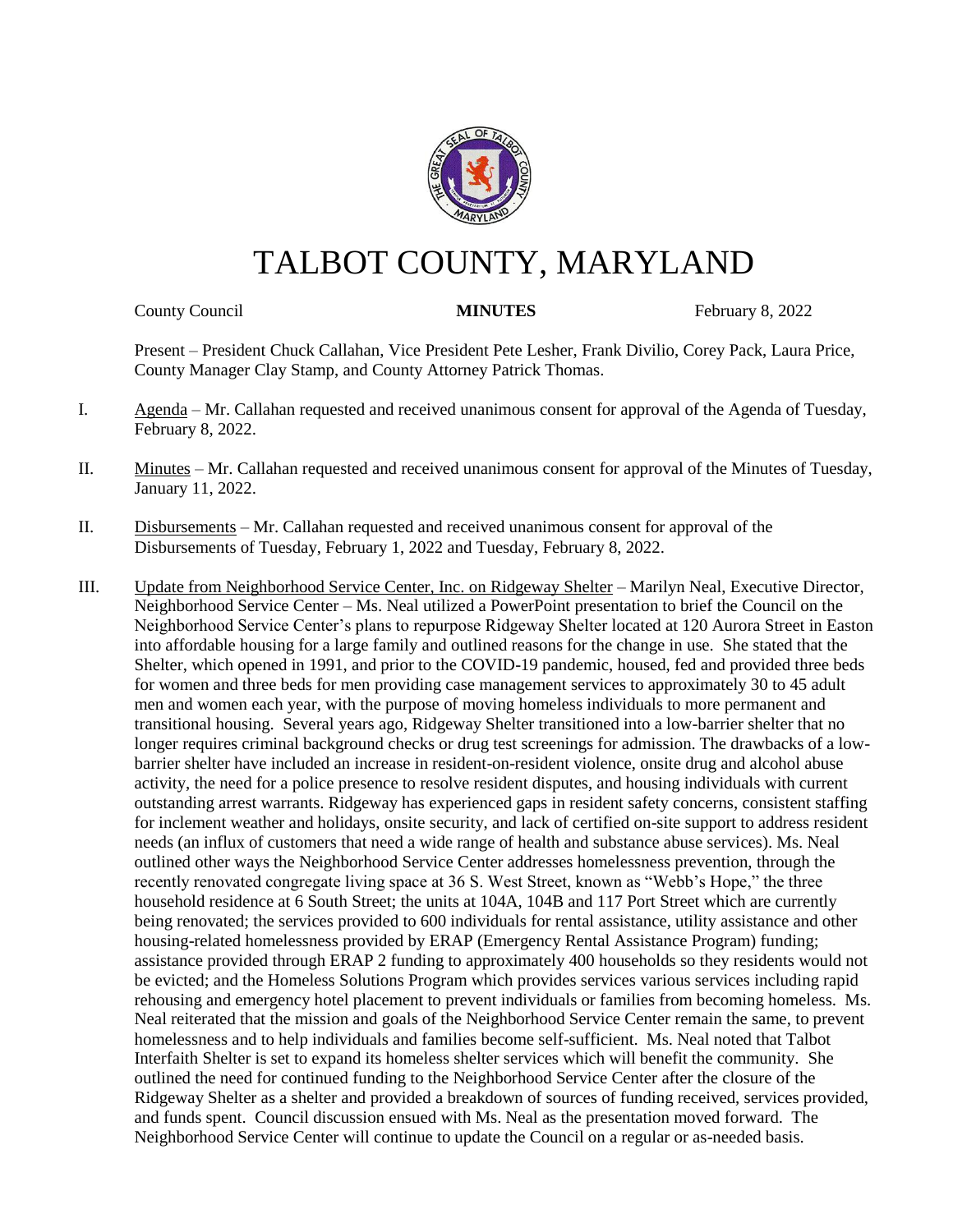# TALBOT COUNTY, MARYLAND

County Council **MINUTES** February 8, 2022

Present – President Chuck Callahan, Vice President Pete Lesher, Frank Divilio, Corey Pack, Laura Price, County Manager Clay Stamp, and County Attorney Patrick Thomas.

I. Agenda – Mr. Callahan requested and received unanimous consent for approval of the Agenda of Tuesday, February 8, 2022.

II. Minutes – Mr. Callahan requested and received unanimous consent for approval of the Minutes of Tuesday, January 11, 2022.

II. Disbursements – Mr. Callahan requested and received unanimous consent for approval of the Disbursements of Tuesday, February 1, 2022 and Tuesday, February 8, 2022.

III. Update from Neighborhood Service Center, Inc. on Ridgeway Shelter – Marilyn Neal, Executive Director, Neighborhood Service Center – Ms. Neal utilized a PowerPoint presentation to brief the Council on the Neighborhood Service Center's plans to repurpose Ridgeway Shelter located at 120 Aurora Street in Easton into affordable housing for a large family and outlined reasons for the change in use. She stated that the Shelter, which opened in 1991, and prior to the COVID-19 pandemic, housed, fed and provided three beds for women and three beds for men providing case management services to approximately 30 to 45 adult men and women each year, with the purpose of moving homeless individuals to more permanent and transitional housing. Several years ago, Ridgeway Shelter transitioned into a low-barrier shelter that no longer requires criminal background checks or drug test screenings for admission. The drawbacks of a low-barrier shelter have included an increase in resident-on-resident violence, onsite drug and alcohol abuse activity, the need for a police presence to resolve resident disputes, and housing individuals with current outstanding arrest warrants. Ridgeway has experienced gaps in resident safety concerns, consistent staffing for inclement weather and holidays, onsite security, and lack of certified on-site support to address resident needs (an influx of customers that need a wide range of health and substance abuse services). Ms. Neal outlined other ways the Neighborhood Service Center addresses homelessness prevention, through the recently renovated congregate living space at 36 S. West Street, known as "Webb's Hope," the three household residence at 6 South Street; the units at 104A, 104B and 117 Port Street which are currently being renovated; the services provided to 600 individuals for rental assistance, utility assistance and other housing-related homelessness provided by ERAP (Emergency Rental Assistance Program) funding; assistance provided through ERAP 2 funding to approximately 400 households so they residents would not be evicted; and the Homeless Solutions Program which provides services various services including rapid rehousing and emergency hotel placement to prevent individuals or families from becoming homeless. Ms. Neal reiterated that the mission and goals of the Neighborhood Service Center remain the same, to prevent homelessness and to help individuals and families become self-sufficient. Ms. Neal noted that Talbot Interfaith Shelter is set to expand its homeless shelter services which will benefit the community. She outlined the need for continued funding to the Neighborhood Service Center after the closure of the Ridgeway Shelter as a shelter and provided a breakdown of sources of funding received, services provided, and funds spent. Council discussion ensued with Ms. Neal as the presentation moved forward. The Neighborhood Service Center will continue to update the Council on a regular or as-needed basis.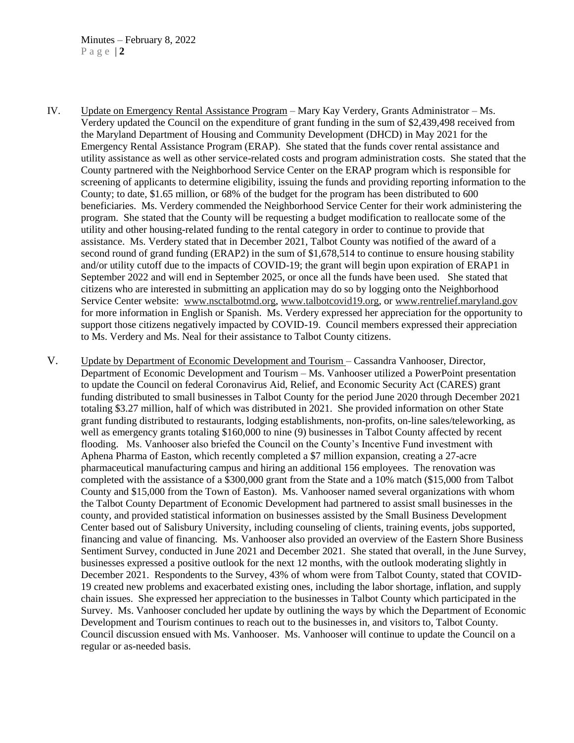IV. Update on Emergency Rental Assistance Program – Mary Kay Verdery, Grants Administrator – Ms. Verdery updated the Council on the expenditure of grant funding in the sum of $2,439,498 received from the Maryland Department of Housing and Community Development (DHCD) in May 2021 for the Emergency Rental Assistance Program (ERAP). She stated that the funds cover rental assistance and utility assistance as well as other service-related costs and program administration costs. She stated that the County partnered with the Neighborhood Service Center on the ERAP program which is responsible for screening of applicants to determine eligibility, issuing the funds and providing reporting information to the County; to date, $1.65 million, or 68% of the budget for the program has been distributed to 600 beneficiaries. Ms. Verdery commended the Neighborhood Service Center for their work administering the program. She stated that the County will be requesting a budget modification to reallocate some of the utility and other housing-related funding to the rental category in order to continue to provide that assistance. Ms. Verdery stated that in December 2021, Talbot County was notified of the award of a second round of grand funding (ERAP2) in the sum of $1,678,514 to continue to ensure housing stability and/or utility cutoff due to the impacts of COVID-19; the grant will begin upon expiration of ERAP1 in September 2022 and will end in September 2025, or once all the funds have been used. She stated that citizens who are interested in submitting an application may do so by logging onto the Neighborhood Service Center website: www.nsctalbotmd.org, www.talbotcovid19.org, or www.rentrelief.maryland.gov for more information in English or Spanish. Ms. Verdery expressed her appreciation for the opportunity to support those citizens negatively impacted by COVID-19. Council members expressed their appreciation to Ms. Verdery and Ms. Neal for their assistance to Talbot County citizens.

V. Update by Department of Economic Development and Tourism – Cassandra Vanhooser, Director, Department of Economic Development and Tourism – Ms. Vanhooser utilized a PowerPoint presentation to update the Council on federal Coronavirus Aid, Relief, and Economic Security Act (CARES) grant funding distributed to small businesses in Talbot County for the period June 2020 through December 2021 totaling $3.27 million, half of which was distributed in 2021. She provided information on other State grant funding distributed to restaurants, lodging establishments, non-profits, on-line sales/teleworking, as well as emergency grants totaling $160,000 to nine (9) businesses in Talbot County affected by recent flooding. Ms. Vanhooser also briefed the Council on the County's Incentive Fund investment with Aphena Pharma of Easton, which recently completed a $7 million expansion, creating a 27-acre pharmaceutical manufacturing campus and hiring an additional 156 employees. The renovation was completed with the assistance of a $300,000 grant from the State and a 10% match ($15,000 from Talbot County and $15,000 from the Town of Easton). Ms. Vanhooser named several organizations with whom the Talbot County Department of Economic Development had partnered to assist small businesses in the county, and provided statistical information on businesses assisted by the Small Business Development Center based out of Salisbury University, including counseling of clients, training events, jobs supported, financing and value of financing. Ms. Vanhooser also provided an overview of the Eastern Shore Business Sentiment Survey, conducted in June 2021 and December 2021. She stated that overall, in the June Survey, businesses expressed a positive outlook for the next 12 months, with the outlook moderating slightly in December 2021. Respondents to the Survey, 43% of whom were from Talbot County, stated that COVID-19 created new problems and exacerbated existing ones, including the labor shortage, inflation, and supply chain issues. She expressed her appreciation to the businesses in Talbot County which participated in the Survey. Ms. Vanhooser concluded her update by outlining the ways by which the Department of Economic Development and Tourism continues to reach out to the businesses in, and visitors to, Talbot County. Council discussion ensued with Ms. Vanhooser. Ms. Vanhooser will continue to update the Council on a regular or as-needed basis.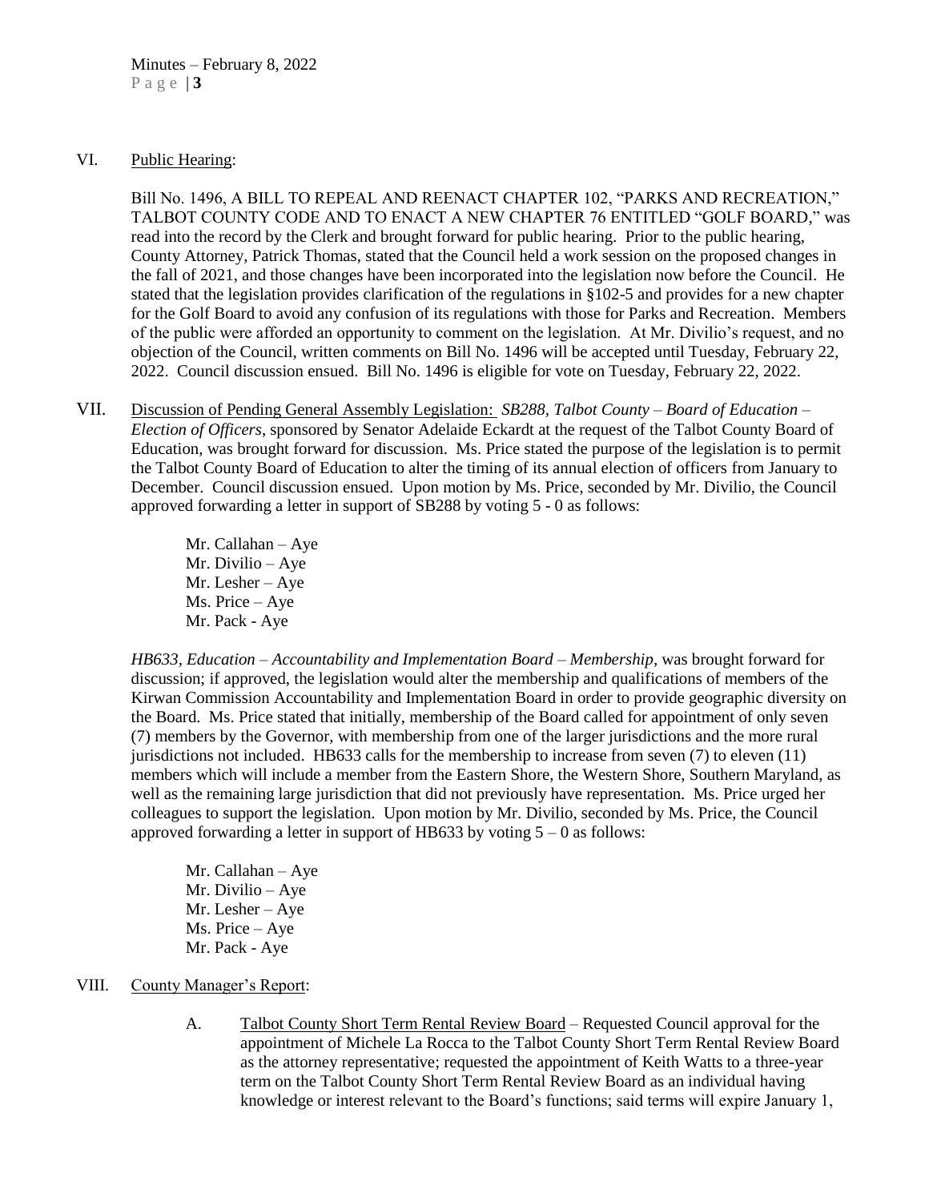VI. Public Hearing:

Bill No. 1496, A BILL TO REPEAL AND REENACT CHAPTER 102, "PARKS AND RECREATION," TALBOT COUNTY CODE AND TO ENACT A NEW CHAPTER 76 ENTITLED "GOLF BOARD," was read into the record by the Clerk and brought forward for public hearing. Prior to the public hearing, County Attorney, Patrick Thomas, stated that the Council held a work session on the proposed changes in the fall of 2021, and those changes have been incorporated into the legislation now before the Council. He stated that the legislation provides clarification of the regulations in §102-5 and provides for a new chapter for the Golf Board to avoid any confusion of its regulations with those for Parks and Recreation. Members of the public were afforded an opportunity to comment on the legislation. At Mr. Divilio's request, and no objection of the Council, written comments on Bill No. 1496 will be accepted until Tuesday, February 22, 2022. Council discussion ensued. Bill No. 1496 is eligible for vote on Tuesday, February 22, 2022.

VII. Discussion of Pending General Assembly Legislation: *SB288, Talbot County – Board of Education – Election of Officers*, sponsored by Senator Adelaide Eckardt at the request of the Talbot County Board of Education, was brought forward for discussion. Ms. Price stated the purpose of the legislation is to permit the Talbot County Board of Education to alter the timing of its annual election of officers from January to December. Council discussion ensued. Upon motion by Ms. Price, seconded by Mr. Divilio, the Council approved forwarding a letter in support of SB288 by voting 5 - 0 as follows:

Mr. Callahan – Aye
Mr. Divilio – Aye
Mr. Lesher – Aye
Ms. Price – Aye
Mr. Pack - Aye

*HB633, Education – Accountability and Implementation Board – Membership*, was brought forward for discussion; if approved, the legislation would alter the membership and qualifications of members of the Kirwan Commission Accountability and Implementation Board in order to provide geographic diversity on the Board. Ms. Price stated that initially, membership of the Board called for appointment of only seven (7) members by the Governor, with membership from one of the larger jurisdictions and the more rural jurisdictions not included. HB633 calls for the membership to increase from seven (7) to eleven (11) members which will include a member from the Eastern Shore, the Western Shore, Southern Maryland, as well as the remaining large jurisdiction that did not previously have representation. Ms. Price urged her colleagues to support the legislation. Upon motion by Mr. Divilio, seconded by Ms. Price, the Council approved forwarding a letter in support of HB633 by voting 5 – 0 as follows:

Mr. Callahan – Aye
Mr. Divilio – Aye
Mr. Lesher – Aye
Ms. Price – Aye
Mr. Pack - Aye

VIII. County Manager's Report:

A. Talbot County Short Term Rental Review Board – Requested Council approval for the appointment of Michele La Rocca to the Talbot County Short Term Rental Review Board as the attorney representative; requested the appointment of Keith Watts to a three-year term on the Talbot County Short Term Rental Review Board as an individual having knowledge or interest relevant to the Board's functions; said terms will expire January 1,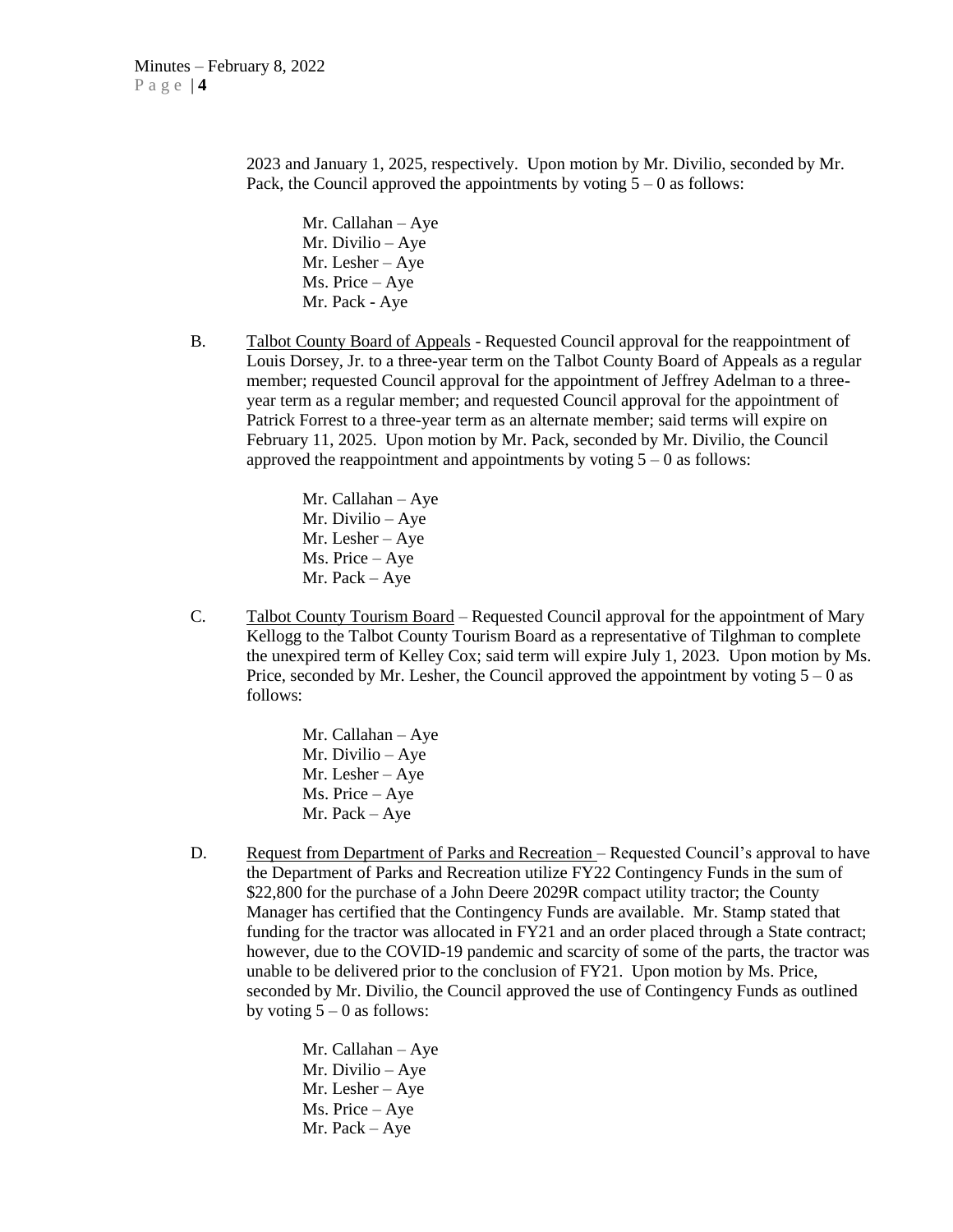2023 and January 1, 2025, respectively. Upon motion by Mr. Divilio, seconded by Mr. Pack, the Council approved the appointments by voting 5 – 0 as follows:

Mr. Callahan – Aye
Mr. Divilio – Aye
Mr. Lesher – Aye
Ms. Price – Aye
Mr. Pack - Aye

B. Talbot County Board of Appeals - Requested Council approval for the reappointment of Louis Dorsey, Jr. to a three-year term on the Talbot County Board of Appeals as a regular member; requested Council approval for the appointment of Jeffrey Adelman to a three-year term as a regular member; and requested Council approval for the appointment of Patrick Forrest to a three-year term as an alternate member; said terms will expire on February 11, 2025. Upon motion by Mr. Pack, seconded by Mr. Divilio, the Council approved the reappointment and appointments by voting 5 – 0 as follows:

Mr. Callahan – Aye
Mr. Divilio – Aye
Mr. Lesher – Aye
Ms. Price – Aye
Mr. Pack – Aye

C. Talbot County Tourism Board – Requested Council approval for the appointment of Mary Kellogg to the Talbot County Tourism Board as a representative of Tilghman to complete the unexpired term of Kelley Cox; said term will expire July 1, 2023. Upon motion by Ms. Price, seconded by Mr. Lesher, the Council approved the appointment by voting 5 – 0 as follows:

Mr. Callahan – Aye
Mr. Divilio – Aye
Mr. Lesher – Aye
Ms. Price – Aye
Mr. Pack – Aye

D. Request from Department of Parks and Recreation – Requested Council's approval to have the Department of Parks and Recreation utilize FY22 Contingency Funds in the sum of $22,800 for the purchase of a John Deere 2029R compact utility tractor; the County Manager has certified that the Contingency Funds are available. Mr. Stamp stated that funding for the tractor was allocated in FY21 and an order placed through a State contract; however, due to the COVID-19 pandemic and scarcity of some of the parts, the tractor was unable to be delivered prior to the conclusion of FY21. Upon motion by Ms. Price, seconded by Mr. Divilio, the Council approved the use of Contingency Funds as outlined by voting 5 – 0 as follows:

Mr. Callahan – Aye
Mr. Divilio – Aye
Mr. Lesher – Aye
Ms. Price – Aye
Mr. Pack – Aye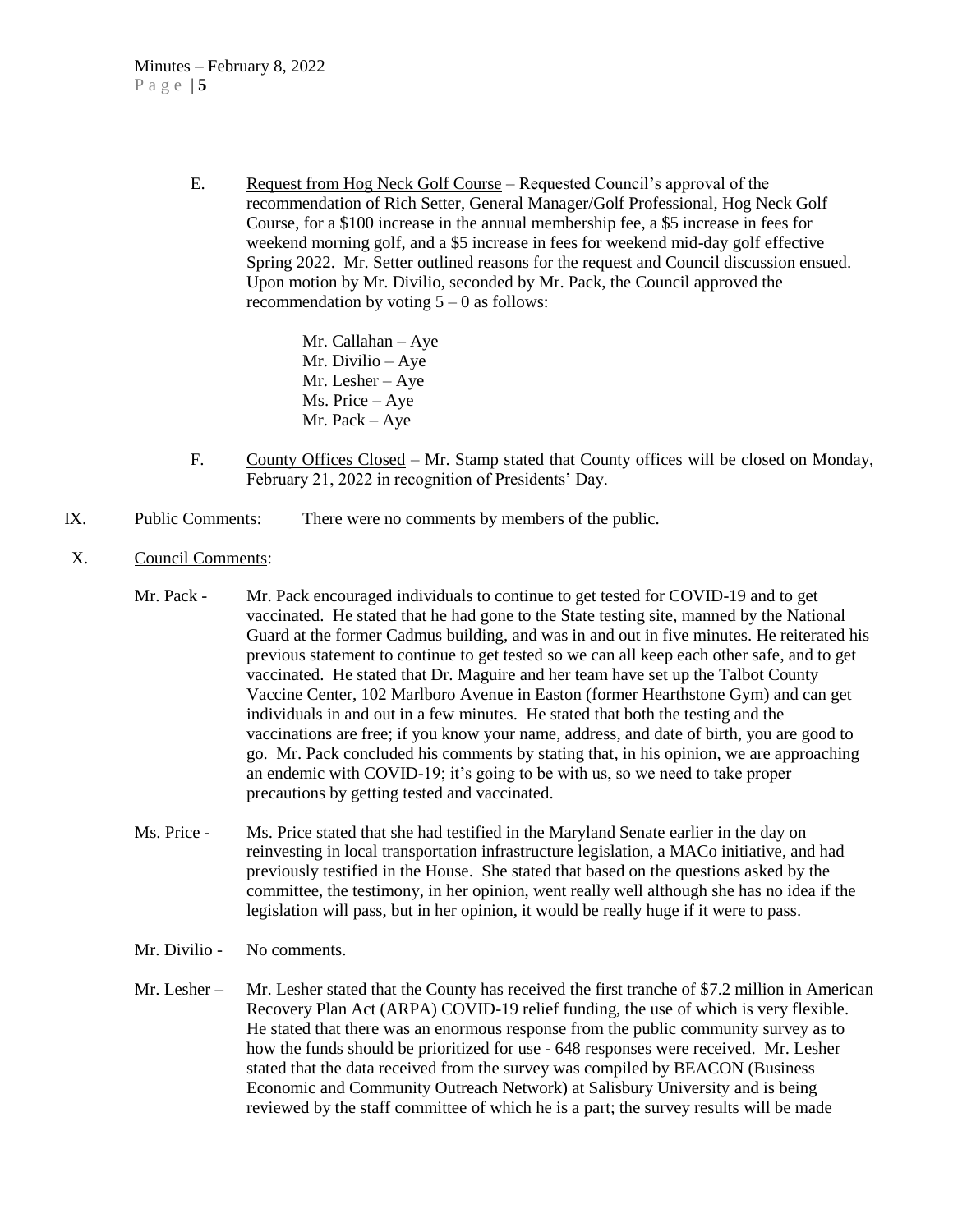E. <u>Request from Hog Neck Golf Course</u> – Requested Council's approval of the recommendation of Rich Setter, General Manager/Golf Professional, Hog Neck Golf Course, for a $100 increase in the annual membership fee, a $5 increase in fees for weekend morning golf, and a $5 increase in fees for weekend mid-day golf effective Spring 2022. Mr. Setter outlined reasons for the request and Council discussion ensued. Upon motion by Mr. Divilio, seconded by Mr. Pack, the Council approved the recommendation by voting 5 – 0 as follows:

Mr. Callahan – Aye
Mr. Divilio – Aye
Mr. Lesher – Aye
Ms. Price – Aye
Mr. Pack – Aye

F. <u>County Offices Closed</u> – Mr. Stamp stated that County offices will be closed on Monday, February 21, 2022 in recognition of Presidents' Day.

IX. <u>Public Comments</u>: There were no comments by members of the public.

X. <u>Council Comments</u>:

Mr. Pack - Mr. Pack encouraged individuals to continue to get tested for COVID-19 and to get vaccinated. He stated that he had gone to the State testing site, manned by the National Guard at the former Cadmus building, and was in and out in five minutes. He reiterated his previous statement to continue to get tested so we can all keep each other safe, and to get vaccinated. He stated that Dr. Maguire and her team have set up the Talbot County Vaccine Center, 102 Marlboro Avenue in Easton (former Hearthstone Gym) and can get individuals in and out in a few minutes. He stated that both the testing and the vaccinations are free; if you know your name, address, and date of birth, you are good to go. Mr. Pack concluded his comments by stating that, in his opinion, we are approaching an endemic with COVID-19; it's going to be with us, so we need to take proper precautions by getting tested and vaccinated.

Ms. Price - Ms. Price stated that she had testified in the Maryland Senate earlier in the day on reinvesting in local transportation infrastructure legislation, a MACo initiative, and had previously testified in the House. She stated that based on the questions asked by the committee, the testimony, in her opinion, went really well although she has no idea if the legislation will pass, but in her opinion, it would be really huge if it were to pass.

Mr. Divilio - No comments.

Mr. Lesher – Mr. Lesher stated that the County has received the first tranche of $7.2 million in American Recovery Plan Act (ARPA) COVID-19 relief funding, the use of which is very flexible. He stated that there was an enormous response from the public community survey as to how the funds should be prioritized for use - 648 responses were received. Mr. Lesher stated that the data received from the survey was compiled by BEACON (Business Economic and Community Outreach Network) at Salisbury University and is being reviewed by the staff committee of which he is a part; the survey results will be made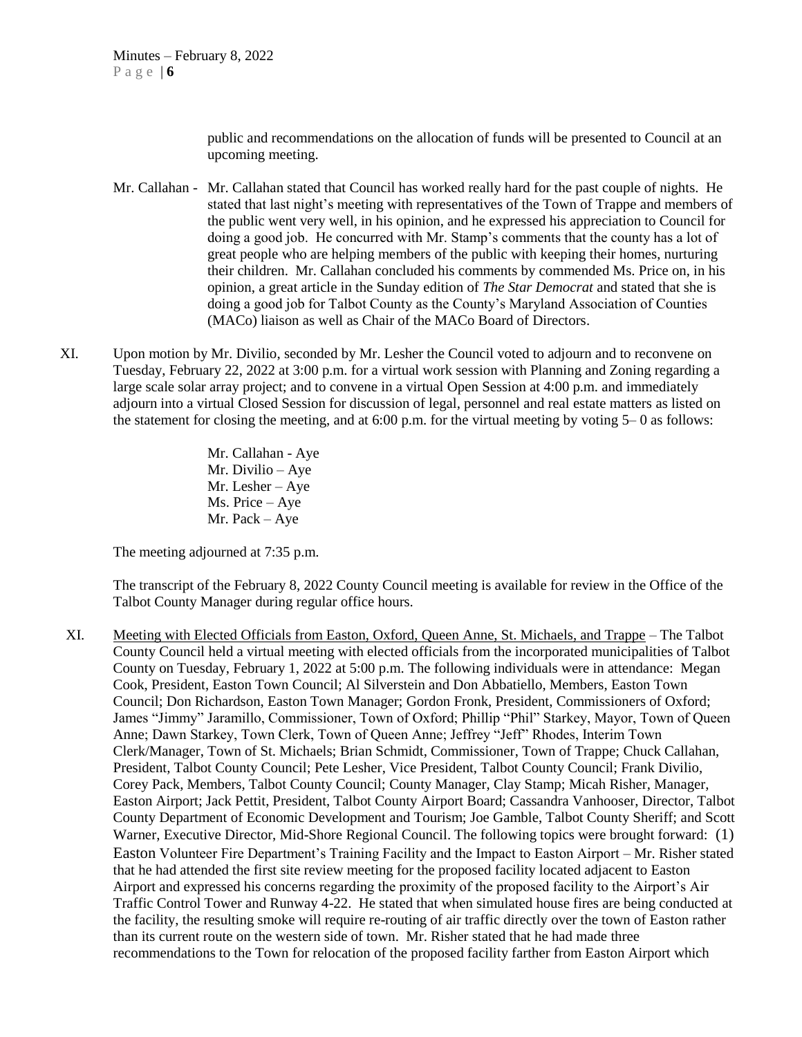public and recommendations on the allocation of funds will be presented to Council at an upcoming meeting.

Mr. Callahan - Mr. Callahan stated that Council has worked really hard for the past couple of nights. He stated that last night's meeting with representatives of the Town of Trappe and members of the public went very well, in his opinion, and he expressed his appreciation to Council for doing a good job. He concurred with Mr. Stamp's comments that the county has a lot of great people who are helping members of the public with keeping their homes, nurturing their children. Mr. Callahan concluded his comments by commended Ms. Price on, in his opinion, a great article in the Sunday edition of *The Star Democrat* and stated that she is doing a good job for Talbot County as the County's Maryland Association of Counties (MACo) liaison as well as Chair of the MACo Board of Directors.

XI. Upon motion by Mr. Divilio, seconded by Mr. Lesher the Council voted to adjourn and to reconvene on Tuesday, February 22, 2022 at 3:00 p.m. for a virtual work session with Planning and Zoning regarding a large scale solar array project; and to convene in a virtual Open Session at 4:00 p.m. and immediately adjourn into a virtual Closed Session for discussion of legal, personnel and real estate matters as listed on the statement for closing the meeting, and at 6:00 p.m. for the virtual meeting by voting 5– 0 as follows:

Mr. Callahan - Aye
Mr. Divilio – Aye
Mr. Lesher – Aye
Ms. Price – Aye
Mr. Pack – Aye

The meeting adjourned at 7:35 p.m.

The transcript of the February 8, 2022 County Council meeting is available for review in the Office of the Talbot County Manager during regular office hours.

XI. Meeting with Elected Officials from Easton, Oxford, Queen Anne, St. Michaels, and Trappe – The Talbot County Council held a virtual meeting with elected officials from the incorporated municipalities of Talbot County on Tuesday, February 1, 2022 at 5:00 p.m. The following individuals were in attendance: Megan Cook, President, Easton Town Council; Al Silverstein and Don Abbatiello, Members, Easton Town Council; Don Richardson, Easton Town Manager; Gordon Fronk, President, Commissioners of Oxford; James "Jimmy" Jaramillo, Commissioner, Town of Oxford; Phillip "Phil" Starkey, Mayor, Town of Queen Anne; Dawn Starkey, Town Clerk, Town of Queen Anne; Jeffrey "Jeff" Rhodes, Interim Town Clerk/Manager, Town of St. Michaels; Brian Schmidt, Commissioner, Town of Trappe; Chuck Callahan, President, Talbot County Council; Pete Lesher, Vice President, Talbot County Council; Frank Divilio, Corey Pack, Members, Talbot County Council; County Manager, Clay Stamp; Micah Risher, Manager, Easton Airport; Jack Pettit, President, Talbot County Airport Board; Cassandra Vanhooser, Director, Talbot County Department of Economic Development and Tourism; Joe Gamble, Talbot County Sheriff; and Scott Warner, Executive Director, Mid-Shore Regional Council. The following topics were brought forward: (1) Easton Volunteer Fire Department's Training Facility and the Impact to Easton Airport – Mr. Risher stated that he had attended the first site review meeting for the proposed facility located adjacent to Easton Airport and expressed his concerns regarding the proximity of the proposed facility to the Airport's Air Traffic Control Tower and Runway 4-22. He stated that when simulated house fires are being conducted at the facility, the resulting smoke will require re-routing of air traffic directly over the town of Easton rather than its current route on the western side of town. Mr. Risher stated that he had made three recommendations to the Town for relocation of the proposed facility farther from Easton Airport which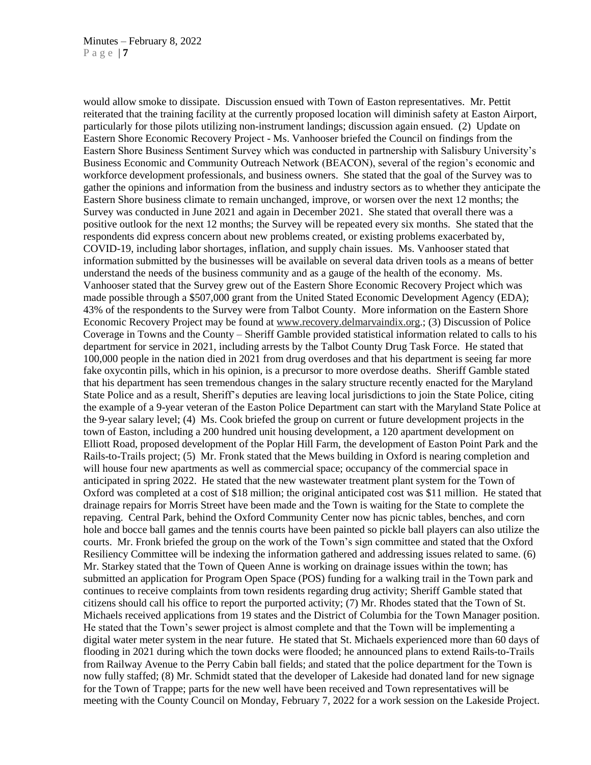would allow smoke to dissipate. Discussion ensued with Town of Easton representatives. Mr. Pettit reiterated that the training facility at the currently proposed location will diminish safety at Easton Airport, particularly for those pilots utilizing non-instrument landings; discussion again ensued. (2) Update on Eastern Shore Economic Recovery Project - Ms. Vanhooser briefed the Council on findings from the Eastern Shore Business Sentiment Survey which was conducted in partnership with Salisbury University's Business Economic and Community Outreach Network (BEACON), several of the region's economic and workforce development professionals, and business owners. She stated that the goal of the Survey was to gather the opinions and information from the business and industry sectors as to whether they anticipate the Eastern Shore business climate to remain unchanged, improve, or worsen over the next 12 months; the Survey was conducted in June 2021 and again in December 2021. She stated that overall there was a positive outlook for the next 12 months; the Survey will be repeated every six months. She stated that the respondents did express concern about new problems created, or existing problems exacerbated by, COVID-19, including labor shortages, inflation, and supply chain issues. Ms. Vanhooser stated that information submitted by the businesses will be available on several data driven tools as a means of better understand the needs of the business community and as a gauge of the health of the economy. Ms. Vanhooser stated that the Survey grew out of the Eastern Shore Economic Recovery Project which was made possible through a $507,000 grant from the United Stated Economic Development Agency (EDA); 43% of the respondents to the Survey were from Talbot County. More information on the Eastern Shore Economic Recovery Project may be found at www.recovery.delmarvaindix.org.; (3) Discussion of Police Coverage in Towns and the County – Sheriff Gamble provided statistical information related to calls to his department for service in 2021, including arrests by the Talbot County Drug Task Force. He stated that 100,000 people in the nation died in 2021 from drug overdoses and that his department is seeing far more fake oxycontin pills, which in his opinion, is a precursor to more overdose deaths. Sheriff Gamble stated that his department has seen tremendous changes in the salary structure recently enacted for the Maryland State Police and as a result, Sheriff's deputies are leaving local jurisdictions to join the State Police, citing the example of a 9-year veteran of the Easton Police Department can start with the Maryland State Police at the 9-year salary level; (4) Ms. Cook briefed the group on current or future development projects in the town of Easton, including a 200 hundred unit housing development, a 120 apartment development on Elliott Road, proposed development of the Poplar Hill Farm, the development of Easton Point Park and the Rails-to-Trails project; (5) Mr. Fronk stated that the Mews building in Oxford is nearing completion and will house four new apartments as well as commercial space; occupancy of the commercial space in anticipated in spring 2022. He stated that the new wastewater treatment plant system for the Town of Oxford was completed at a cost of $18 million; the original anticipated cost was $11 million. He stated that drainage repairs for Morris Street have been made and the Town is waiting for the State to complete the repaving. Central Park, behind the Oxford Community Center now has picnic tables, benches, and corn hole and bocce ball games and the tennis courts have been painted so pickle ball players can also utilize the courts. Mr. Fronk briefed the group on the work of the Town's sign committee and stated that the Oxford Resiliency Committee will be indexing the information gathered and addressing issues related to same. (6) Mr. Starkey stated that the Town of Queen Anne is working on drainage issues within the town; has submitted an application for Program Open Space (POS) funding for a walking trail in the Town park and continues to receive complaints from town residents regarding drug activity; Sheriff Gamble stated that citizens should call his office to report the purported activity; (7) Mr. Rhodes stated that the Town of St. Michaels received applications from 19 states and the District of Columbia for the Town Manager position. He stated that the Town's sewer project is almost complete and that the Town will be implementing a digital water meter system in the near future. He stated that St. Michaels experienced more than 60 days of flooding in 2021 during which the town docks were flooded; he announced plans to extend Rails-to-Trails from Railway Avenue to the Perry Cabin ball fields; and stated that the police department for the Town is now fully staffed; (8) Mr. Schmidt stated that the developer of Lakeside had donated land for new signage for the Town of Trappe; parts for the new well have been received and Town representatives will be meeting with the County Council on Monday, February 7, 2022 for a work session on the Lakeside Project.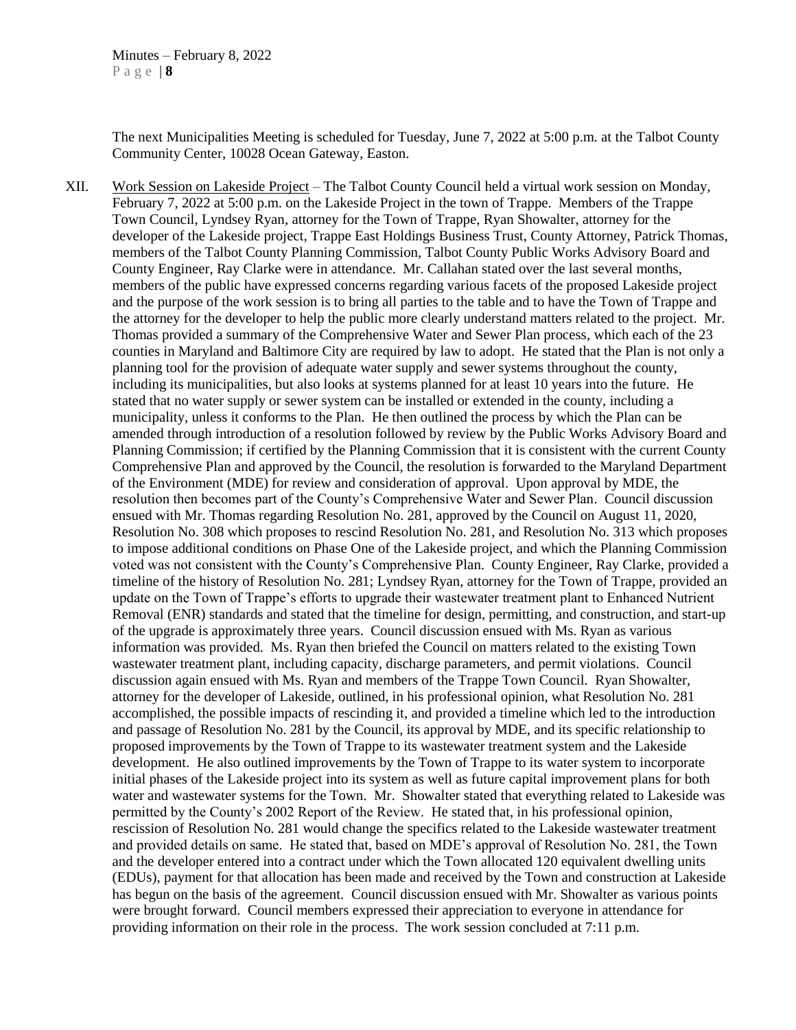The next Municipalities Meeting is scheduled for Tuesday, June 7, 2022 at 5:00 p.m. at the Talbot County Community Center, 10028 Ocean Gateway, Easton.

XII. Work Session on Lakeside Project – The Talbot County Council held a virtual work session on Monday, February 7, 2022 at 5:00 p.m. on the Lakeside Project in the town of Trappe. Members of the Trappe Town Council, Lyndsey Ryan, attorney for the Town of Trappe, Ryan Showalter, attorney for the developer of the Lakeside project, Trappe East Holdings Business Trust, County Attorney, Patrick Thomas, members of the Talbot County Planning Commission, Talbot County Public Works Advisory Board and County Engineer, Ray Clarke were in attendance. Mr. Callahan stated over the last several months, members of the public have expressed concerns regarding various facets of the proposed Lakeside project and the purpose of the work session is to bring all parties to the table and to have the Town of Trappe and the attorney for the developer to help the public more clearly understand matters related to the project. Mr. Thomas provided a summary of the Comprehensive Water and Sewer Plan process, which each of the 23 counties in Maryland and Baltimore City are required by law to adopt. He stated that the Plan is not only a planning tool for the provision of adequate water supply and sewer systems throughout the county, including its municipalities, but also looks at systems planned for at least 10 years into the future. He stated that no water supply or sewer system can be installed or extended in the county, including a municipality, unless it conforms to the Plan. He then outlined the process by which the Plan can be amended through introduction of a resolution followed by review by the Public Works Advisory Board and Planning Commission; if certified by the Planning Commission that it is consistent with the current County Comprehensive Plan and approved by the Council, the resolution is forwarded to the Maryland Department of the Environment (MDE) for review and consideration of approval. Upon approval by MDE, the resolution then becomes part of the County's Comprehensive Water and Sewer Plan. Council discussion ensued with Mr. Thomas regarding Resolution No. 281, approved by the Council on August 11, 2020, Resolution No. 308 which proposes to rescind Resolution No. 281, and Resolution No. 313 which proposes to impose additional conditions on Phase One of the Lakeside project, and which the Planning Commission voted was not consistent with the County's Comprehensive Plan. County Engineer, Ray Clarke, provided a timeline of the history of Resolution No. 281; Lyndsey Ryan, attorney for the Town of Trappe, provided an update on the Town of Trappe's efforts to upgrade their wastewater treatment plant to Enhanced Nutrient Removal (ENR) standards and stated that the timeline for design, permitting, and construction, and start-up of the upgrade is approximately three years. Council discussion ensued with Ms. Ryan as various information was provided. Ms. Ryan then briefed the Council on matters related to the existing Town wastewater treatment plant, including capacity, discharge parameters, and permit violations. Council discussion again ensued with Ms. Ryan and members of the Trappe Town Council. Ryan Showalter, attorney for the developer of Lakeside, outlined, in his professional opinion, what Resolution No. 281 accomplished, the possible impacts of rescinding it, and provided a timeline which led to the introduction and passage of Resolution No. 281 by the Council, its approval by MDE, and its specific relationship to proposed improvements by the Town of Trappe to its wastewater treatment system and the Lakeside development. He also outlined improvements by the Town of Trappe to its water system to incorporate initial phases of the Lakeside project into its system as well as future capital improvement plans for both water and wastewater systems for the Town. Mr. Showalter stated that everything related to Lakeside was permitted by the County's 2002 Report of the Review. He stated that, in his professional opinion, rescission of Resolution No. 281 would change the specifics related to the Lakeside wastewater treatment and provided details on same. He stated that, based on MDE's approval of Resolution No. 281, the Town and the developer entered into a contract under which the Town allocated 120 equivalent dwelling units (EDUs), payment for that allocation has been made and received by the Town and construction at Lakeside has begun on the basis of the agreement. Council discussion ensued with Mr. Showalter as various points were brought forward. Council members expressed their appreciation to everyone in attendance for providing information on their role in the process. The work session concluded at 7:11 p.m.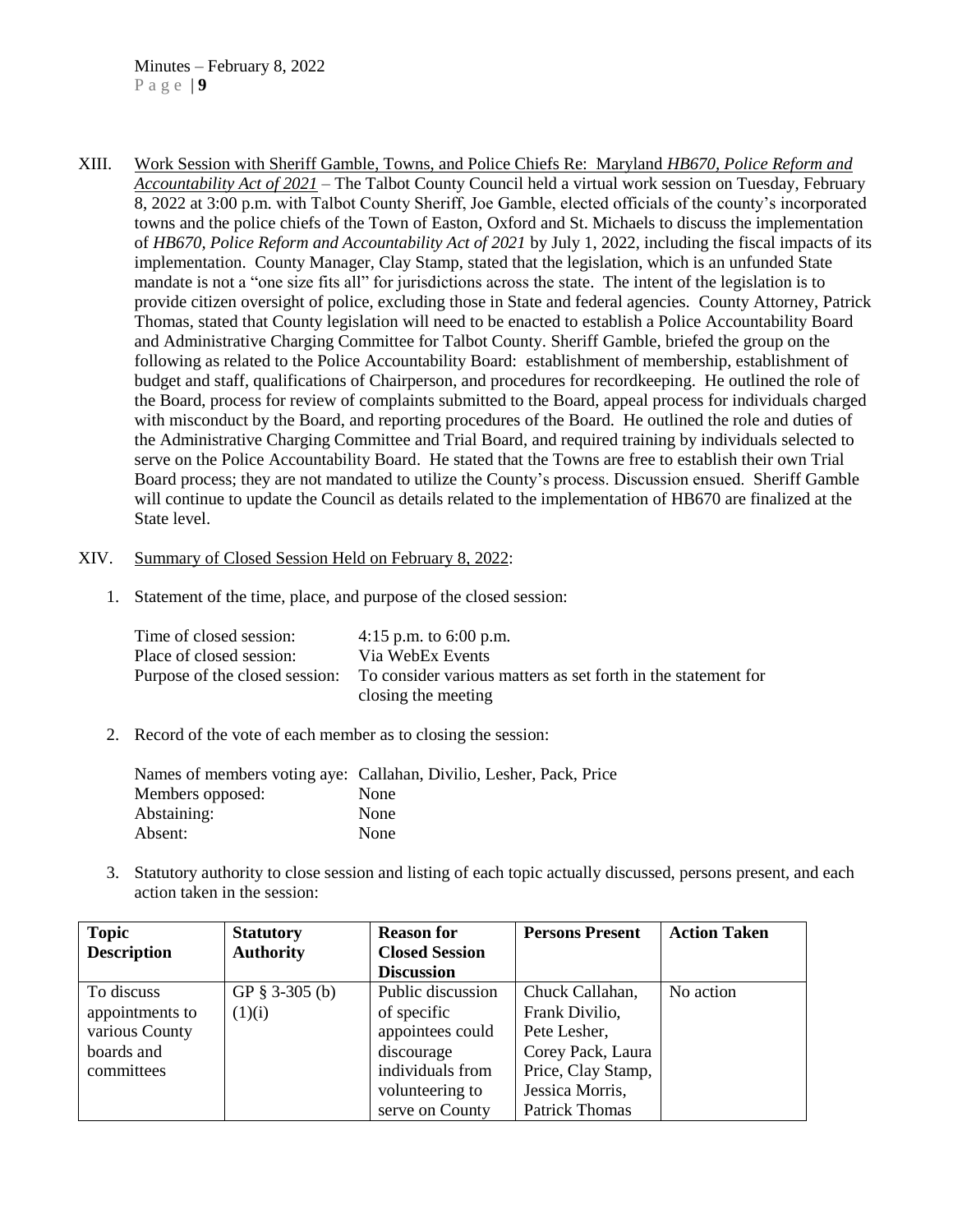XIII. Work Session with Sheriff Gamble, Towns, and Police Chiefs Re: Maryland *HB670, Police Reform and Accountability Act of 2021* – The Talbot County Council held a virtual work session on Tuesday, February 8, 2022 at 3:00 p.m. with Talbot County Sheriff, Joe Gamble, elected officials of the county's incorporated towns and the police chiefs of the Town of Easton, Oxford and St. Michaels to discuss the implementation of *HB670, Police Reform and Accountability Act of 2021* by July 1, 2022, including the fiscal impacts of its implementation. County Manager, Clay Stamp, stated that the legislation, which is an unfunded State mandate is not a "one size fits all" for jurisdictions across the state. The intent of the legislation is to provide citizen oversight of police, excluding those in State and federal agencies. County Attorney, Patrick Thomas, stated that County legislation will need to be enacted to establish a Police Accountability Board and Administrative Charging Committee for Talbot County. Sheriff Gamble, briefed the group on the following as related to the Police Accountability Board: establishment of membership, establishment of budget and staff, qualifications of Chairperson, and procedures for recordkeeping. He outlined the role of the Board, process for review of complaints submitted to the Board, appeal process for individuals charged with misconduct by the Board, and reporting procedures of the Board. He outlined the role and duties of the Administrative Charging Committee and Trial Board, and required training by individuals selected to serve on the Police Accountability Board. He stated that the Towns are free to establish their own Trial Board process; they are not mandated to utilize the County's process. Discussion ensued. Sheriff Gamble will continue to update the Council as details related to the implementation of HB670 are finalized at the State level.

XIV. Summary of Closed Session Held on February 8, 2022:

1. Statement of the time, place, and purpose of the closed session:

   Time of closed session: 4:15 p.m. to 6:00 p.m.
   Place of closed session: Via WebEx Events
   Purpose of the closed session: To consider various matters as set forth in the statement for closing the meeting

2. Record of the vote of each member as to closing the session:

   Names of members voting aye: Callahan, Divilio, Lesher, Pack, Price
   Members opposed: None
   Abstaining: None
   Absent: None

3. Statutory authority to close session and listing of each topic actually discussed, persons present, and each action taken in the session:

| Topic Description | Statutory Authority | Reason for Closed Session Discussion | Persons Present | Action Taken |
|---|---|---|---|---|
| To discuss appointments to various County boards and committees | GP § 3-305 (b)(1)(i) | Public discussion of specific appointees could discourage individuals from volunteering to serve on County | Chuck Callahan, Frank Divilio, Pete Lesher, Corey Pack, Laura Price, Clay Stamp, Jessica Morris, Patrick Thomas | No action |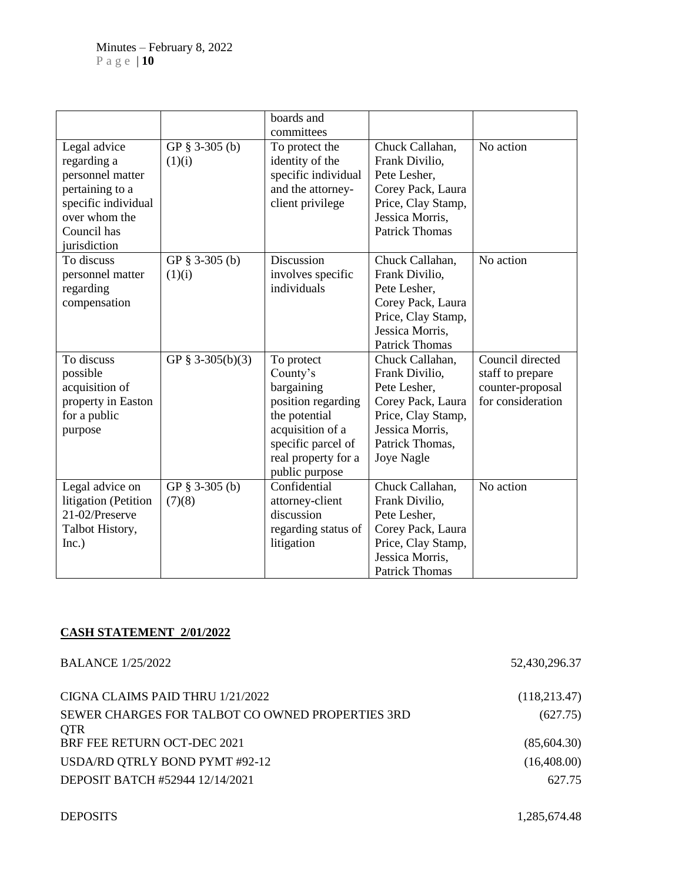| | | boards and committees | | |
|---|---|---|---|---|
| Legal advice regarding a personnel matter pertaining to a specific individual over whom the Council has jurisdiction | GP § 3-305 (b) (1)(i) | To protect the identity of the specific individual and the attorney-client privilege | Chuck Callahan, Frank Divilio, Pete Lesher, Corey Pack, Laura Price, Clay Stamp, Jessica Morris, Patrick Thomas | No action |
| To discuss personnel matter regarding compensation | GP § 3-305 (b) (1)(i) | Discussion involves specific individuals | Chuck Callahan, Frank Divilio, Pete Lesher, Corey Pack, Laura Price, Clay Stamp, Jessica Morris, Patrick Thomas | No action |
| To discuss possible acquisition of property in Easton for a public purpose | GP § 3-305(b)(3) | To protect County's bargaining position regarding the potential acquisition of a specific parcel of real property for a public purpose | Chuck Callahan, Frank Divilio, Pete Lesher, Corey Pack, Laura Price, Clay Stamp, Jessica Morris, Patrick Thomas, Joye Nagle | Council directed staff to prepare counter-proposal for consideration |
| Legal advice on litigation (Petition 21-02/Preserve Talbot History, Inc.) | GP § 3-305 (b) (7)(8) | Confidential attorney-client discussion regarding status of litigation | Chuck Callahan, Frank Divilio, Pete Lesher, Corey Pack, Laura Price, Clay Stamp, Jessica Morris, Patrick Thomas | No action |

**CASH STATEMENT 2/01/2022**

| | |
|---|---:|
| BALANCE 1/25/2022 | 52,430,296.37 |
| CIGNA CLAIMS PAID THRU 1/21/2022 | (118,213.47) |
| SEWER CHARGES FOR TALBOT CO OWNED PROPERTIES 3RD QTR | (627.75) |
| BRF FEE RETURN OCT-DEC 2021 | (85,604.30) |
| USDA/RD QTRLY BOND PYMT #92-12 | (16,408.00) |
| DEPOSIT BATCH #52944 12/14/2021 | 627.75 |
| DEPOSITS | 1,285,674.48 |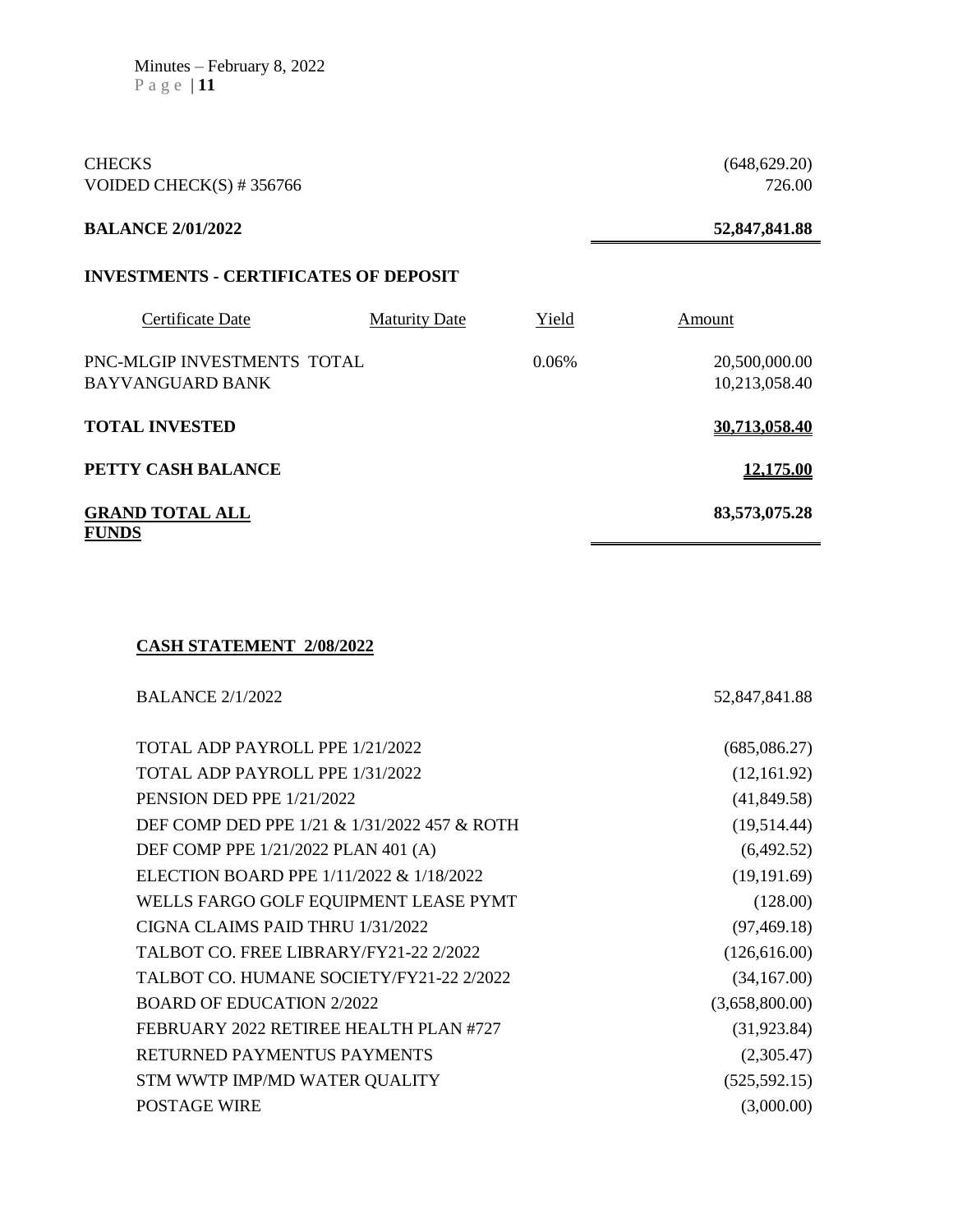| | |
|---|---|
| CHECKS | (648,629.20) |
| VOIDED CHECK(S) # 356766 | 726.00 |
| **BALANCE 2/01/2022** | **52,847,841.88** |

**INVESTMENTS - CERTIFICATES OF DEPOSIT**

| Certificate Date | Maturity Date | Yield | Amount |
|---|---|---|---|
| PNC-MLGIP INVESTMENTS TOTAL | | 0.06% | 20,500,000.00 |
| BAYVANGUARD BANK | | | 10,213,058.40 |
| **TOTAL INVESTED** | | | **30,713,058.40** |
| **PETTY CASH BALANCE** | | | **12,175.00** |
| **GRAND TOTAL ALL FUNDS** | | | **83,573,075.28** |

**CASH STATEMENT 2/08/2022**

| | |
|---|---|
| BALANCE 2/1/2022 | 52,847,841.88 |
| TOTAL ADP PAYROLL PPE 1/21/2022 | (685,086.27) |
| TOTAL ADP PAYROLL PPE 1/31/2022 | (12,161.92) |
| PENSION DED PPE 1/21/2022 | (41,849.58) |
| DEF COMP DED PPE 1/21 & 1/31/2022 457 & ROTH | (19,514.44) |
| DEF COMP PPE 1/21/2022 PLAN 401 (A) | (6,492.52) |
| ELECTION BOARD PPE 1/11/2022 & 1/18/2022 | (19,191.69) |
| WELLS FARGO GOLF EQUIPMENT LEASE PYMT | (128.00) |
| CIGNA CLAIMS PAID THRU 1/31/2022 | (97,469.18) |
| TALBOT CO. FREE LIBRARY/FY21-22 2/2022 | (126,616.00) |
| TALBOT CO. HUMANE SOCIETY/FY21-22 2/2022 | (34,167.00) |
| BOARD OF EDUCATION 2/2022 | (3,658,800.00) |
| FEBRUARY 2022 RETIREE HEALTH PLAN #727 | (31,923.84) |
| RETURNED PAYMENTUS PAYMENTS | (2,305.47) |
| STM WWTP IMP/MD WATER QUALITY | (525,592.15) |
| POSTAGE WIRE | (3,000.00) |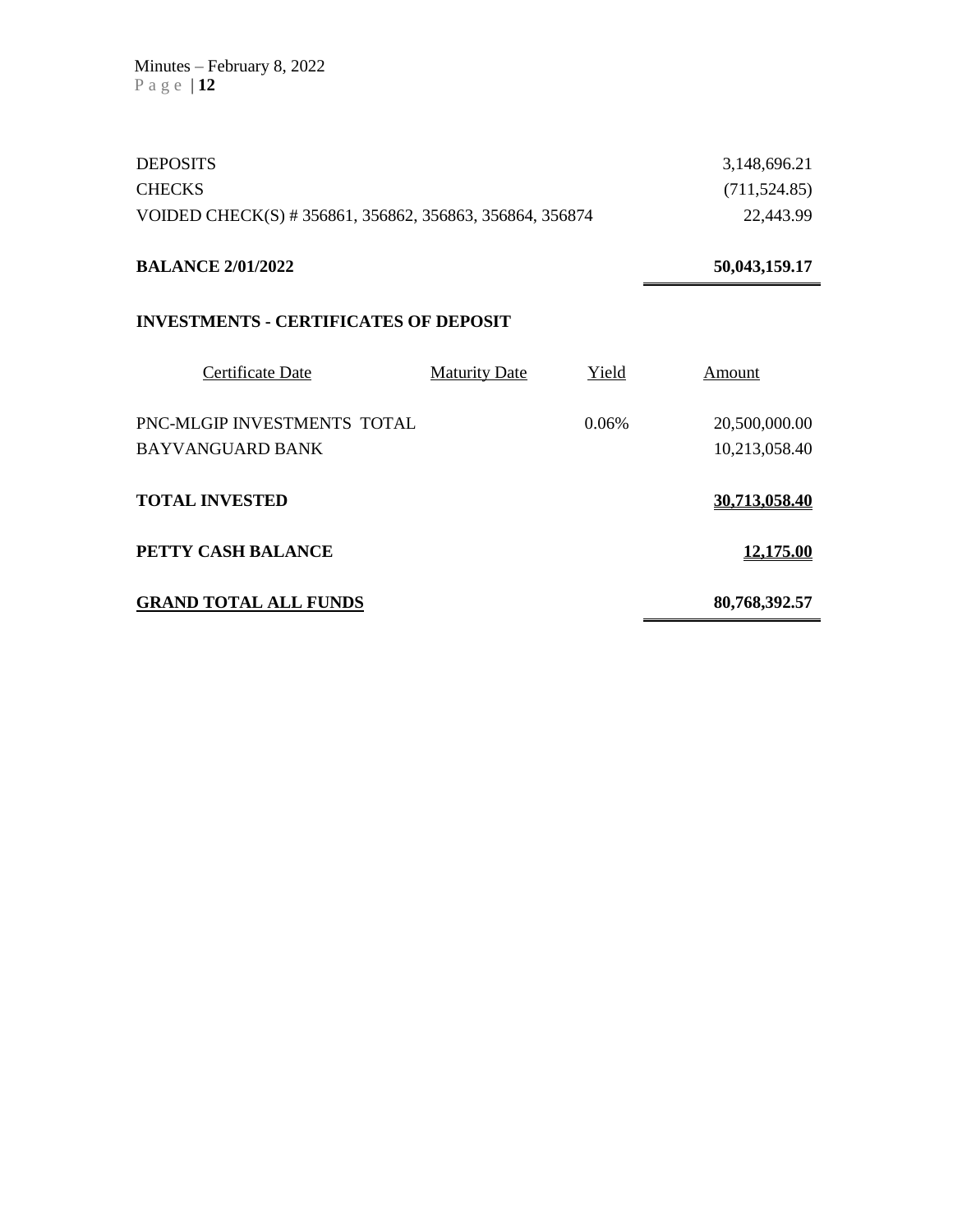| | |
|---|---|
| DEPOSITS | 3,148,696.21 |
| CHECKS | (711,524.85) |
| VOIDED CHECK(S) # 356861, 356862, 356863, 356864, 356874 | 22,443.99 |
| **BALANCE 2/01/2022** | **50,043,159.17** |

**INVESTMENTS - CERTIFICATES OF DEPOSIT**

| Certificate Date | Maturity Date | Yield | Amount |
|---|---|---|---|
| PNC-MLGIP INVESTMENTS TOTAL | | 0.06% | 20,500,000.00 |
| BAYVANGUARD BANK | | | 10,213,058.40 |
| **TOTAL INVESTED** | | | **30,713,058.40** |
| **PETTY CASH BALANCE** | | | **12,175.00** |
| **GRAND TOTAL ALL FUNDS** | | | **80,768,392.57** |